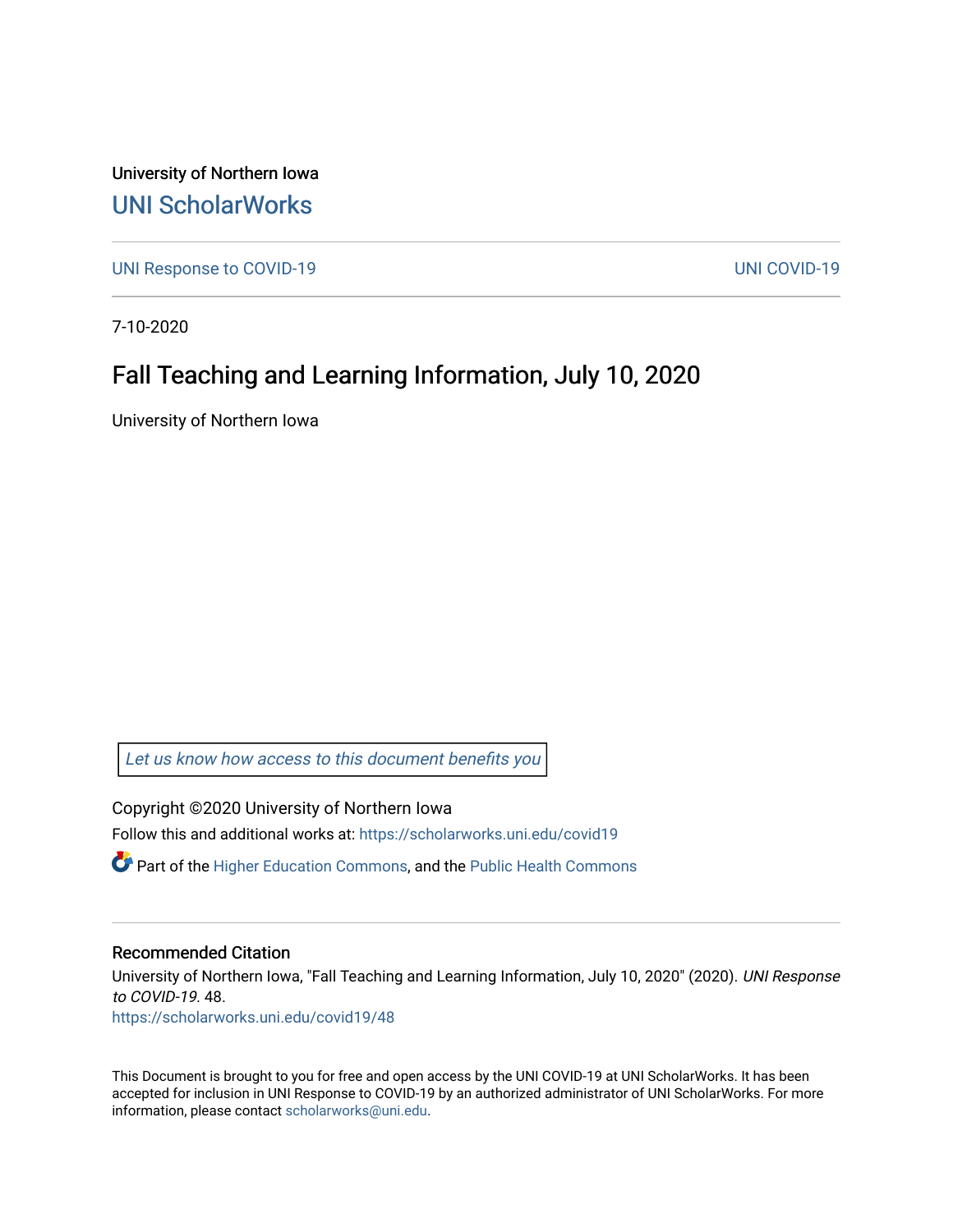University of Northern Iowa

# UNI ScholarWorks

UNI Response to COVID-19 | UNI COVID-19

7-10-2020

## Fall Teaching and Learning Information, July 10, 2020

University of Northern Iowa

Let us know how access to this document benefits you

Copyright ©2020 University of Northern Iowa

Follow this and additional works at: https://scholarworks.uni.edu/covid19

Part of the Higher Education Commons, and the Public Health Commons

### Recommended Citation

University of Northern Iowa, "Fall Teaching and Learning Information, July 10, 2020" (2020). *UNI Response to COVID-19*. 48.
https://scholarworks.uni.edu/covid19/48

This Document is brought to you for free and open access by the UNI COVID-19 at UNI ScholarWorks. It has been accepted for inclusion in UNI Response to COVID-19 by an authorized administrator of UNI ScholarWorks. For more information, please contact scholarworks@uni.edu.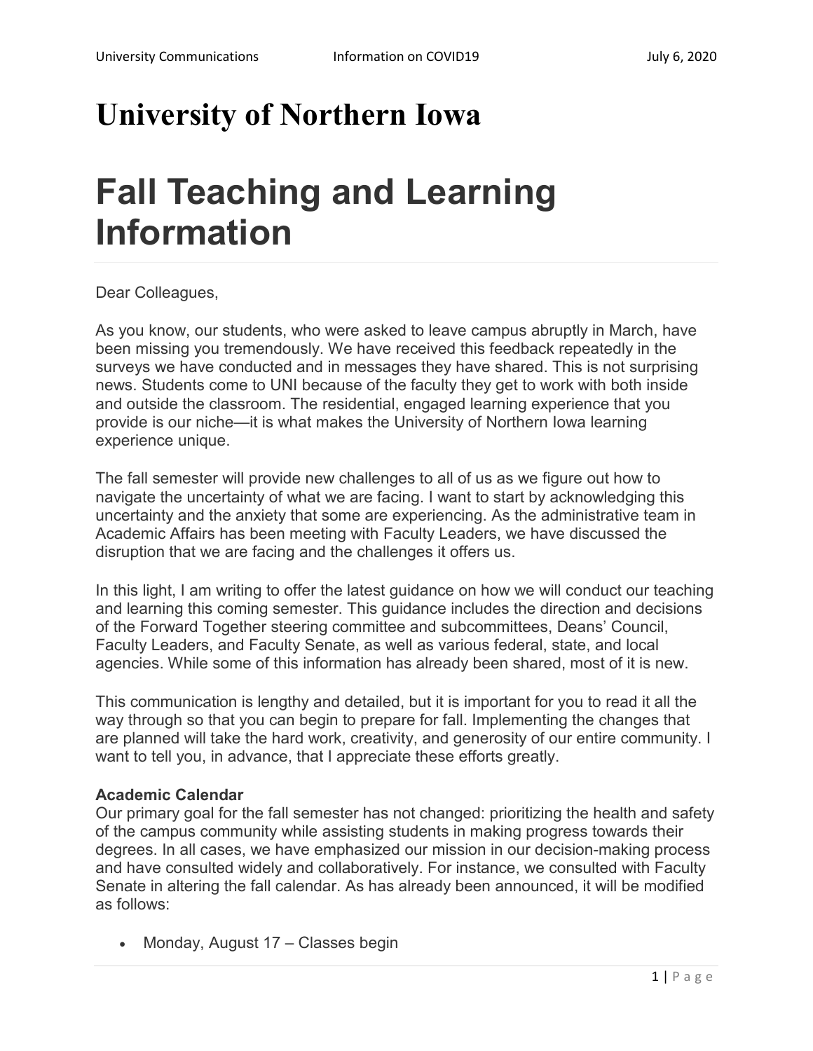# University of Northern Iowa

# Fall Teaching and Learning Information

Dear Colleagues,

As you know, our students, who were asked to leave campus abruptly in March, have been missing you tremendously. We have received this feedback repeatedly in the surveys we have conducted and in messages they have shared. This is not surprising news. Students come to UNI because of the faculty they get to work with both inside and outside the classroom. The residential, engaged learning experience that you provide is our niche—it is what makes the University of Northern Iowa learning experience unique.

The fall semester will provide new challenges to all of us as we figure out how to navigate the uncertainty of what we are facing. I want to start by acknowledging this uncertainty and the anxiety that some are experiencing. As the administrative team in Academic Affairs has been meeting with Faculty Leaders, we have discussed the disruption that we are facing and the challenges it offers us.

In this light, I am writing to offer the latest guidance on how we will conduct our teaching and learning this coming semester. This guidance includes the direction and decisions of the Forward Together steering committee and subcommittees, Deans' Council, Faculty Leaders, and Faculty Senate, as well as various federal, state, and local agencies. While some of this information has already been shared, most of it is new.

This communication is lengthy and detailed, but it is important for you to read it all the way through so that you can begin to prepare for fall. Implementing the changes that are planned will take the hard work, creativity, and generosity of our entire community. I want to tell you, in advance, that I appreciate these efforts greatly.

**Academic Calendar**
Our primary goal for the fall semester has not changed: prioritizing the health and safety of the campus community while assisting students in making progress towards their degrees. In all cases, we have emphasized our mission in our decision-making process and have consulted widely and collaboratively. For instance, we consulted with Faculty Senate in altering the fall calendar. As has already been announced, it will be modified as follows:

- Monday, August 17 – Classes begin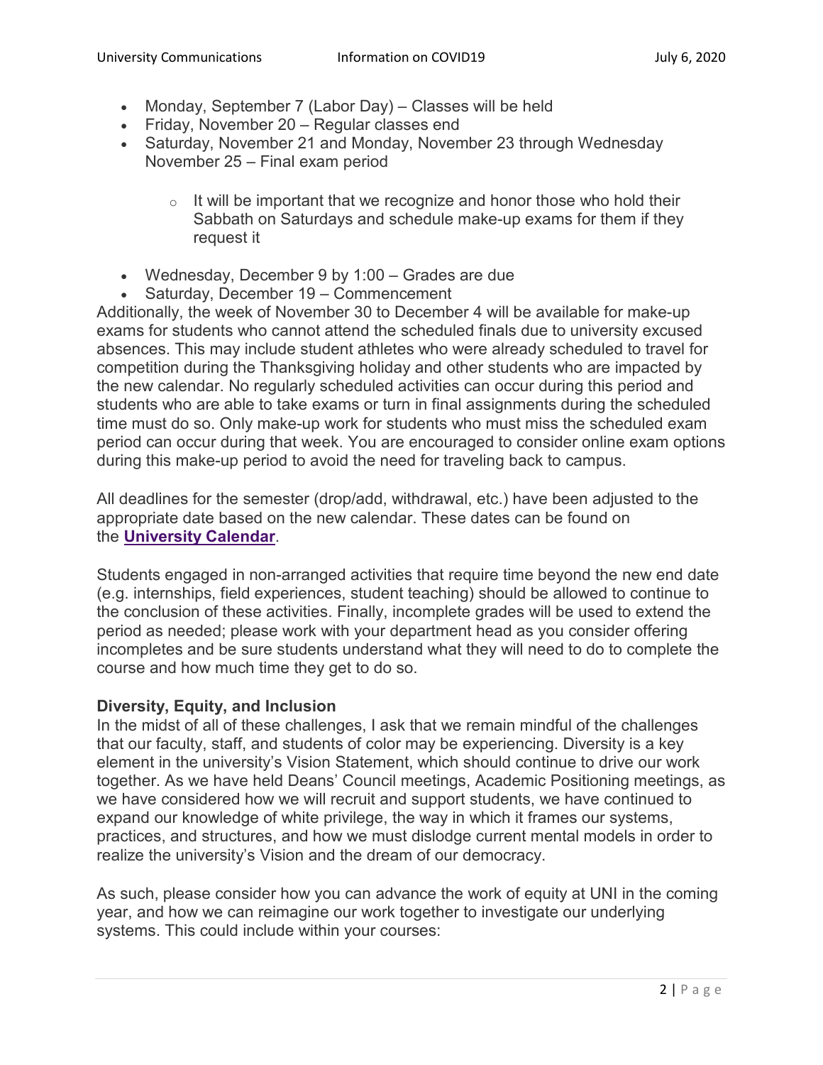- Monday, September 7 (Labor Day) – Classes will be held
- Friday, November 20 – Regular classes end
- Saturday, November 21 and Monday, November 23 through Wednesday November 25 – Final exam period
    - It will be important that we recognize and honor those who hold their Sabbath on Saturdays and schedule make-up exams for them if they request it
- Wednesday, December 9 by 1:00 – Grades are due
- Saturday, December 19 – Commencement

Additionally, the week of November 30 to December 4 will be available for make-up exams for students who cannot attend the scheduled finals due to university excused absences. This may include student athletes who were already scheduled to travel for competition during the Thanksgiving holiday and other students who are impacted by the new calendar. No regularly scheduled activities can occur during this period and students who are able to take exams or turn in final assignments during the scheduled time must do so. Only make-up work for students who must miss the scheduled exam period can occur during that week. You are encouraged to consider online exam options during this make-up period to avoid the need for traveling back to campus.

All deadlines for the semester (drop/add, withdrawal, etc.) have been adjusted to the appropriate date based on the new calendar. These dates can be found on the **University Calendar**.

Students engaged in non-arranged activities that require time beyond the new end date (e.g. internships, field experiences, student teaching) should be allowed to continue to the conclusion of these activities. Finally, incomplete grades will be used to extend the period as needed; please work with your department head as you consider offering incompletes and be sure students understand what they will need to do to complete the course and how much time they get to do so.

**Diversity, Equity, and Inclusion**

In the midst of all of these challenges, I ask that we remain mindful of the challenges that our faculty, staff, and students of color may be experiencing. Diversity is a key element in the university's Vision Statement, which should continue to drive our work together. As we have held Deans' Council meetings, Academic Positioning meetings, as we have considered how we will recruit and support students, we have continued to expand our knowledge of white privilege, the way in which it frames our systems, practices, and structures, and how we must dislodge current mental models in order to realize the university's Vision and the dream of our democracy.

As such, please consider how you can advance the work of equity at UNI in the coming year, and how we can reimagine our work together to investigate our underlying systems. This could include within your courses: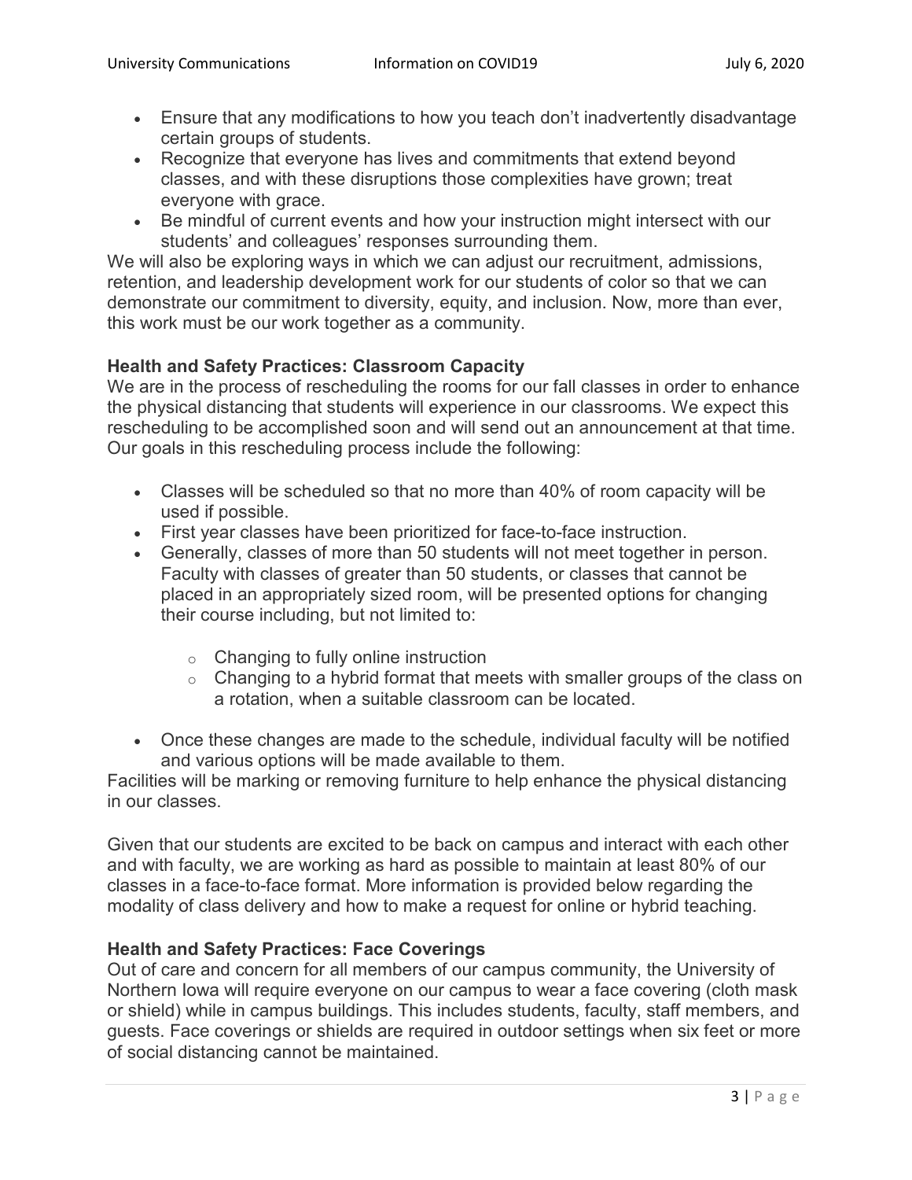- Ensure that any modifications to how you teach don't inadvertently disadvantage certain groups of students.
- Recognize that everyone has lives and commitments that extend beyond classes, and with these disruptions those complexities have grown; treat everyone with grace.
- Be mindful of current events and how your instruction might intersect with our students' and colleagues' responses surrounding them.

We will also be exploring ways in which we can adjust our recruitment, admissions, retention, and leadership development work for our students of color so that we can demonstrate our commitment to diversity, equity, and inclusion. Now, more than ever, this work must be our work together as a community.

**Health and Safety Practices: Classroom Capacity**

We are in the process of rescheduling the rooms for our fall classes in order to enhance the physical distancing that students will experience in our classrooms. We expect this rescheduling to be accomplished soon and will send out an announcement at that time. Our goals in this rescheduling process include the following:

- Classes will be scheduled so that no more than 40% of room capacity will be used if possible.
- First year classes have been prioritized for face-to-face instruction.
- Generally, classes of more than 50 students will not meet together in person. Faculty with classes of greater than 50 students, or classes that cannot be placed in an appropriately sized room, will be presented options for changing their course including, but not limited to:
    - Changing to fully online instruction
    - Changing to a hybrid format that meets with smaller groups of the class on a rotation, when a suitable classroom can be located.
- Once these changes are made to the schedule, individual faculty will be notified and various options will be made available to them.

Facilities will be marking or removing furniture to help enhance the physical distancing in our classes.

Given that our students are excited to be back on campus and interact with each other and with faculty, we are working as hard as possible to maintain at least 80% of our classes in a face-to-face format. More information is provided below regarding the modality of class delivery and how to make a request for online or hybrid teaching.

**Health and Safety Practices: Face Coverings**

Out of care and concern for all members of our campus community, the University of Northern Iowa will require everyone on our campus to wear a face covering (cloth mask or shield) while in campus buildings. This includes students, faculty, staff members, and guests. Face coverings or shields are required in outdoor settings when six feet or more of social distancing cannot be maintained.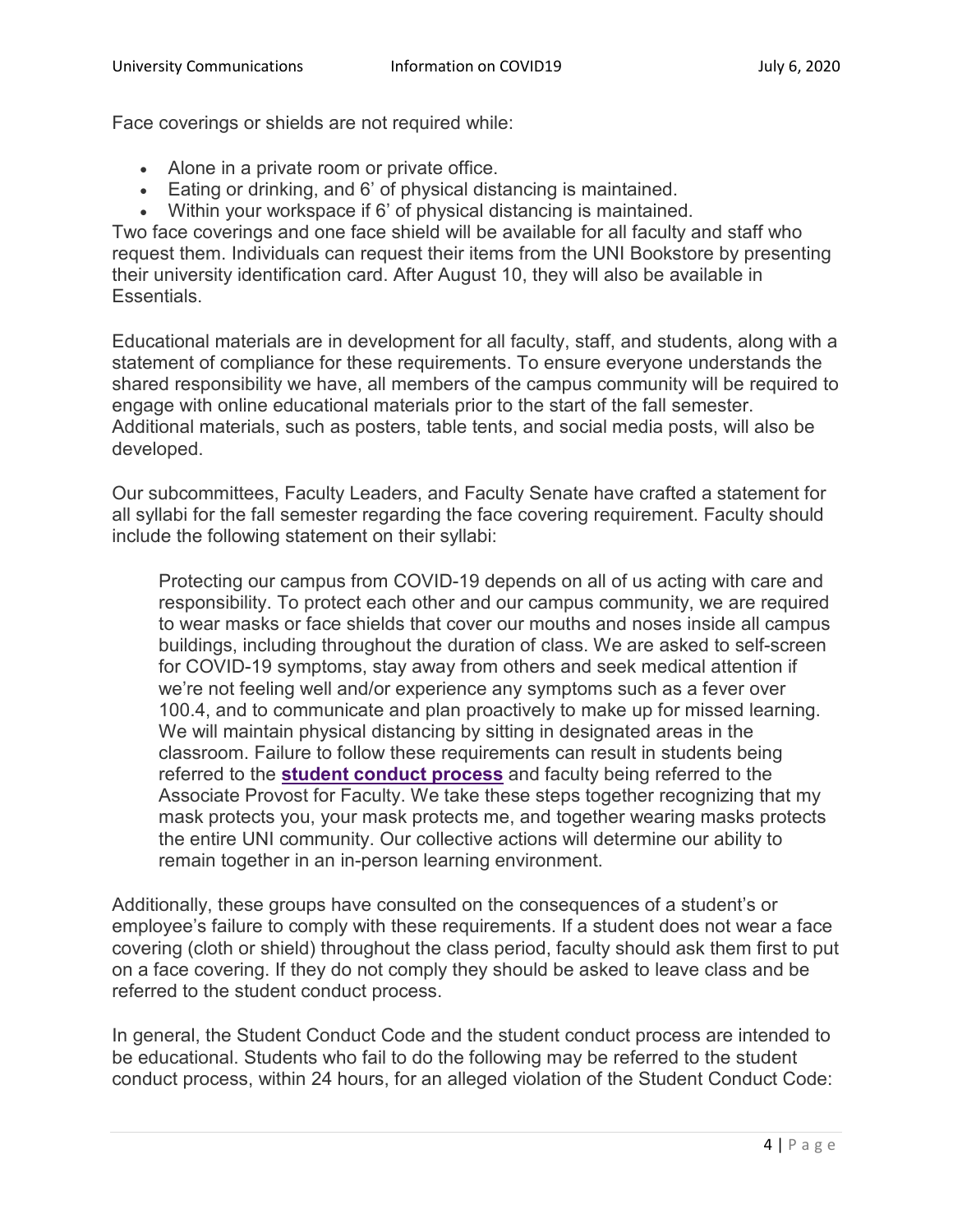Face coverings or shields are not required while:

- Alone in a private room or private office.
- Eating or drinking, and 6' of physical distancing is maintained.
- Within your workspace if 6' of physical distancing is maintained.

Two face coverings and one face shield will be available for all faculty and staff who request them. Individuals can request their items from the UNI Bookstore by presenting their university identification card. After August 10, they will also be available in Essentials.

Educational materials are in development for all faculty, staff, and students, along with a statement of compliance for these requirements. To ensure everyone understands the shared responsibility we have, all members of the campus community will be required to engage with online educational materials prior to the start of the fall semester. Additional materials, such as posters, table tents, and social media posts, will also be developed.

Our subcommittees, Faculty Leaders, and Faculty Senate have crafted a statement for all syllabi for the fall semester regarding the face covering requirement. Faculty should include the following statement on their syllabi:

> Protecting our campus from COVID-19 depends on all of us acting with care and responsibility. To protect each other and our campus community, we are required to wear masks or face shields that cover our mouths and noses inside all campus buildings, including throughout the duration of class. We are asked to self-screen for COVID-19 symptoms, stay away from others and seek medical attention if we're not feeling well and/or experience any symptoms such as a fever over 100.4, and to communicate and plan proactively to make up for missed learning. We will maintain physical distancing by sitting in designated areas in the classroom. Failure to follow these requirements can result in students being referred to the **student conduct process** and faculty being referred to the Associate Provost for Faculty. We take these steps together recognizing that my mask protects you, your mask protects me, and together wearing masks protects the entire UNI community. Our collective actions will determine our ability to remain together in an in-person learning environment.

Additionally, these groups have consulted on the consequences of a student's or employee's failure to comply with these requirements. If a student does not wear a face covering (cloth or shield) throughout the class period, faculty should ask them first to put on a face covering. If they do not comply they should be asked to leave class and be referred to the student conduct process.

In general, the Student Conduct Code and the student conduct process are intended to be educational. Students who fail to do the following may be referred to the student conduct process, within 24 hours, for an alleged violation of the Student Conduct Code: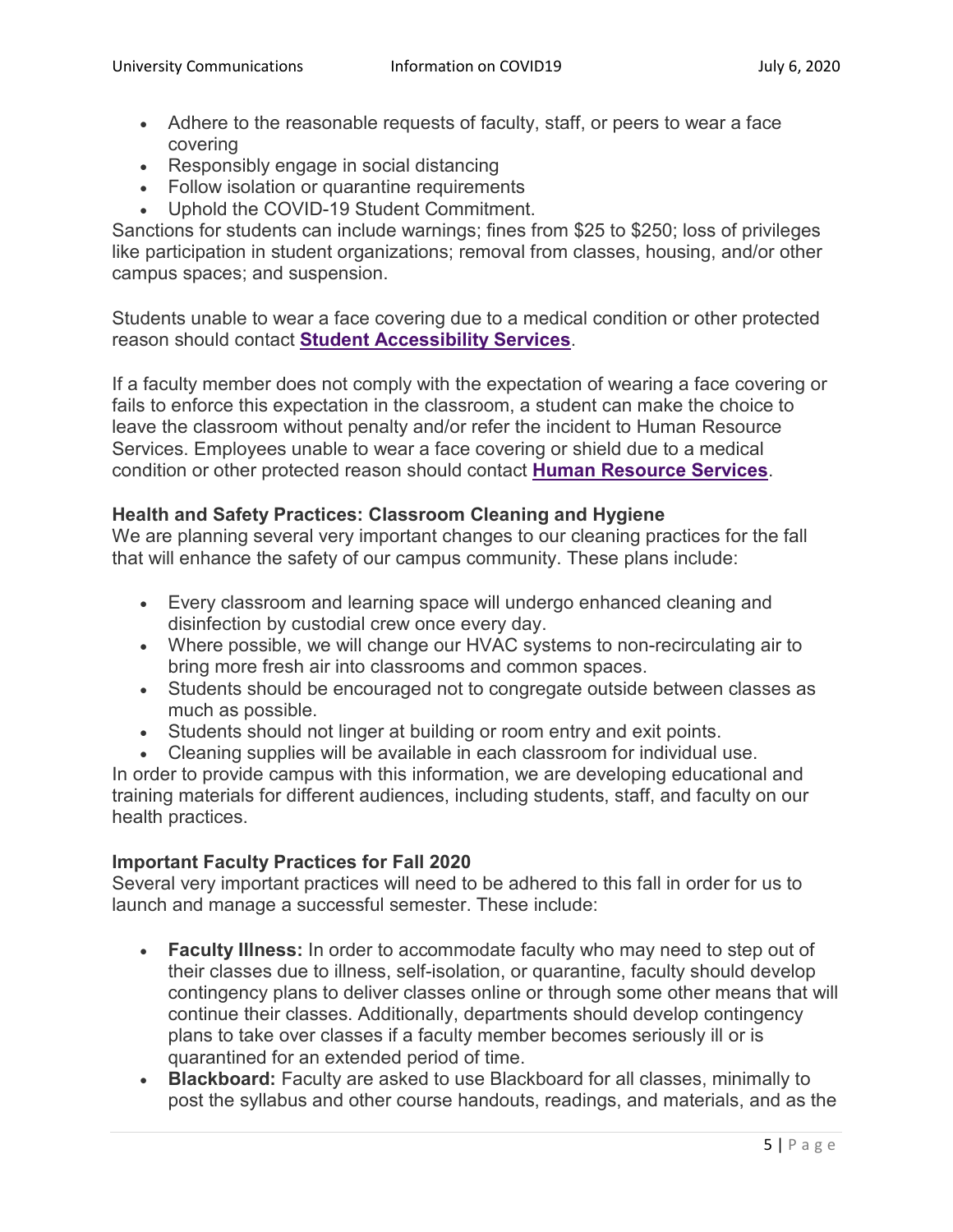- Adhere to the reasonable requests of faculty, staff, or peers to wear a face covering
- Responsibly engage in social distancing
- Follow isolation or quarantine requirements
- Uphold the COVID-19 Student Commitment.

Sanctions for students can include warnings; fines from $25 to $250; loss of privileges like participation in student organizations; removal from classes, housing, and/or other campus spaces; and suspension.

Students unable to wear a face covering due to a medical condition or other protected reason should contact **Student Accessibility Services**.

If a faculty member does not comply with the expectation of wearing a face covering or fails to enforce this expectation in the classroom, a student can make the choice to leave the classroom without penalty and/or refer the incident to Human Resource Services. Employees unable to wear a face covering or shield due to a medical condition or other protected reason should contact **Human Resource Services**.

**Health and Safety Practices: Classroom Cleaning and Hygiene**

We are planning several very important changes to our cleaning practices for the fall that will enhance the safety of our campus community. These plans include:

- Every classroom and learning space will undergo enhanced cleaning and disinfection by custodial crew once every day.
- Where possible, we will change our HVAC systems to non-recirculating air to bring more fresh air into classrooms and common spaces.
- Students should be encouraged not to congregate outside between classes as much as possible.
- Students should not linger at building or room entry and exit points.
- Cleaning supplies will be available in each classroom for individual use.

In order to provide campus with this information, we are developing educational and training materials for different audiences, including students, staff, and faculty on our health practices.

**Important Faculty Practices for Fall 2020**

Several very important practices will need to be adhered to this fall in order for us to launch and manage a successful semester. These include:

- **Faculty Illness:** In order to accommodate faculty who may need to step out of their classes due to illness, self-isolation, or quarantine, faculty should develop contingency plans to deliver classes online or through some other means that will continue their classes. Additionally, departments should develop contingency plans to take over classes if a faculty member becomes seriously ill or is quarantined for an extended period of time.
- **Blackboard:** Faculty are asked to use Blackboard for all classes, minimally to post the syllabus and other course handouts, readings, and materials, and as the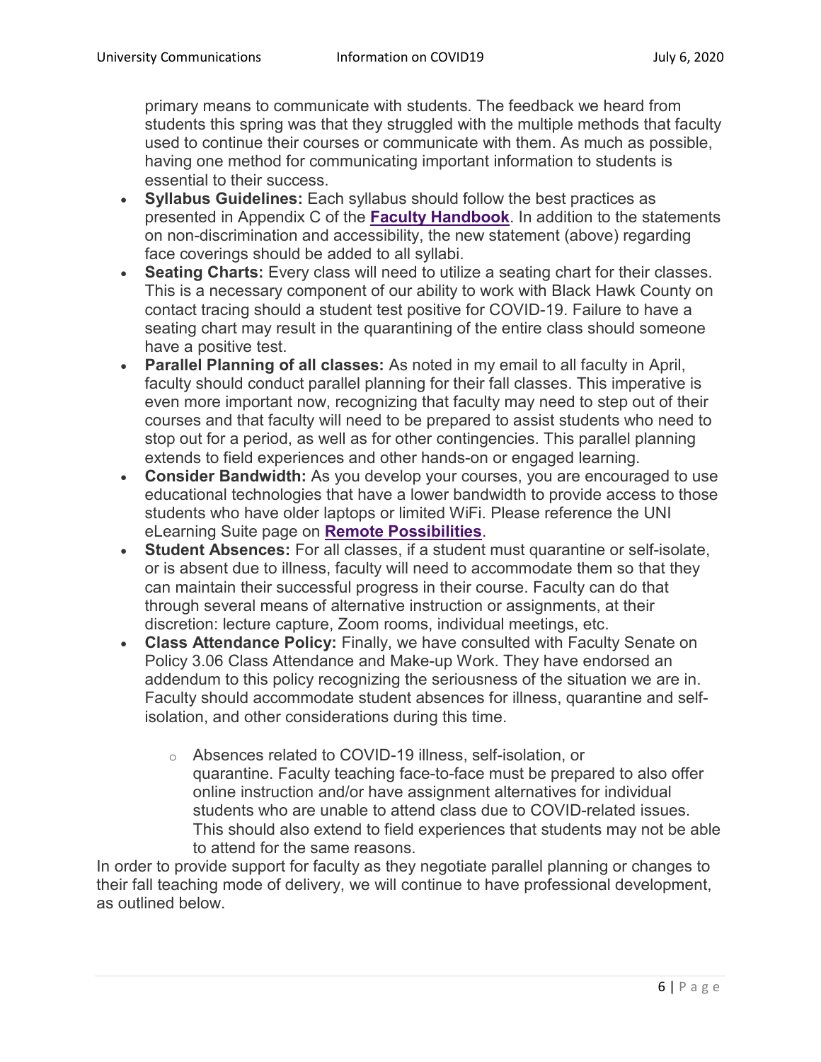primary means to communicate with students. The feedback we heard from students this spring was that they struggled with the multiple methods that faculty used to continue their courses or communicate with them. As much as possible, having one method for communicating important information to students is essential to their success.

- **Syllabus Guidelines:** Each syllabus should follow the best practices as presented in Appendix C of the **Faculty Handbook**. In addition to the statements on non-discrimination and accessibility, the new statement (above) regarding face coverings should be added to all syllabi.
- **Seating Charts:** Every class will need to utilize a seating chart for their classes. This is a necessary component of our ability to work with Black Hawk County on contact tracing should a student test positive for COVID-19. Failure to have a seating chart may result in the quarantining of the entire class should someone have a positive test.
- **Parallel Planning of all classes:** As noted in my email to all faculty in April, faculty should conduct parallel planning for their fall classes. This imperative is even more important now, recognizing that faculty may need to step out of their courses and that faculty will need to be prepared to assist students who need to stop out for a period, as well as for other contingencies. This parallel planning extends to field experiences and other hands-on or engaged learning.
- **Consider Bandwidth:** As you develop your courses, you are encouraged to use educational technologies that have a lower bandwidth to provide access to those students who have older laptops or limited WiFi. Please reference the UNI eLearning Suite page on **Remote Possibilities**.
- **Student Absences:** For all classes, if a student must quarantine or self-isolate, or is absent due to illness, faculty will need to accommodate them so that they can maintain their successful progress in their course. Faculty can do that through several means of alternative instruction or assignments, at their discretion: lecture capture, Zoom rooms, individual meetings, etc.
- **Class Attendance Policy:** Finally, we have consulted with Faculty Senate on Policy 3.06 Class Attendance and Make-up Work. They have endorsed an addendum to this policy recognizing the seriousness of the situation we are in. Faculty should accommodate student absences for illness, quarantine and self-isolation, and other considerations during this time.
    - Absences related to COVID-19 illness, self-isolation, or quarantine. Faculty teaching face-to-face must be prepared to also offer online instruction and/or have assignment alternatives for individual students who are unable to attend class due to COVID-related issues. This should also extend to field experiences that students may not be able to attend for the same reasons.

In order to provide support for faculty as they negotiate parallel planning or changes to their fall teaching mode of delivery, we will continue to have professional development, as outlined below.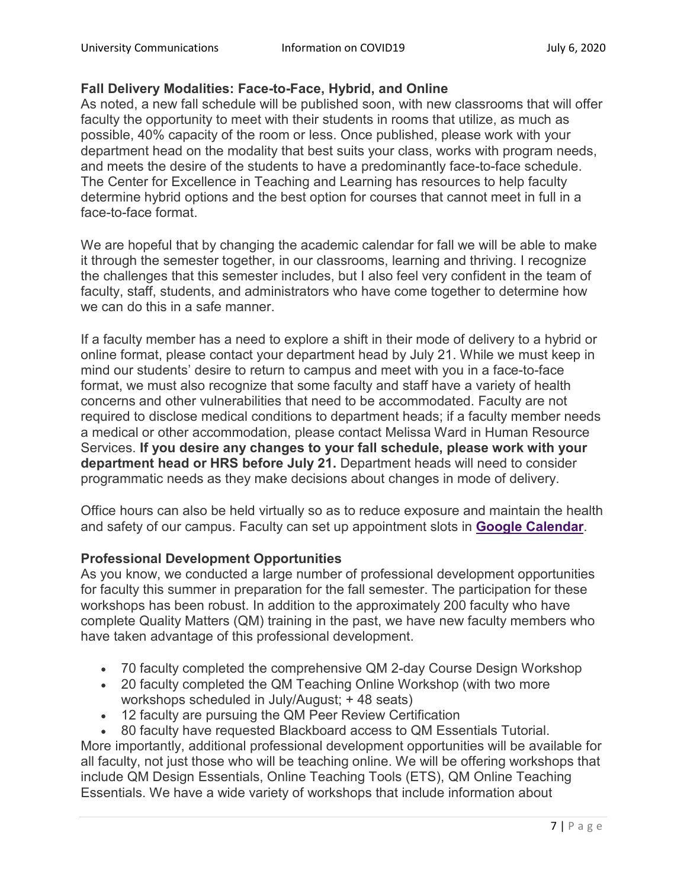**Fall Delivery Modalities: Face-to-Face, Hybrid, and Online**

As noted, a new fall schedule will be published soon, with new classrooms that will offer faculty the opportunity to meet with their students in rooms that utilize, as much as possible, 40% capacity of the room or less. Once published, please work with your department head on the modality that best suits your class, works with program needs, and meets the desire of the students to have a predominantly face-to-face schedule. The Center for Excellence in Teaching and Learning has resources to help faculty determine hybrid options and the best option for courses that cannot meet in full in a face-to-face format.

We are hopeful that by changing the academic calendar for fall we will be able to make it through the semester together, in our classrooms, learning and thriving. I recognize the challenges that this semester includes, but I also feel very confident in the team of faculty, staff, students, and administrators who have come together to determine how we can do this in a safe manner.

If a faculty member has a need to explore a shift in their mode of delivery to a hybrid or online format, please contact your department head by July 21. While we must keep in mind our students' desire to return to campus and meet with you in a face-to-face format, we must also recognize that some faculty and staff have a variety of health concerns and other vulnerabilities that need to be accommodated. Faculty are not required to disclose medical conditions to department heads; if a faculty member needs a medical or other accommodation, please contact Melissa Ward in Human Resource Services. **If you desire any changes to your fall schedule, please work with your department head or HRS before July 21.** Department heads will need to consider programmatic needs as they make decisions about changes in mode of delivery.

Office hours can also be held virtually so as to reduce exposure and maintain the health and safety of our campus. Faculty can set up appointment slots in **Google Calendar**.

**Professional Development Opportunities**

As you know, we conducted a large number of professional development opportunities for faculty this summer in preparation for the fall semester. The participation for these workshops has been robust. In addition to the approximately 200 faculty who have complete Quality Matters (QM) training in the past, we have new faculty members who have taken advantage of this professional development.

- 70 faculty completed the comprehensive QM 2-day Course Design Workshop
- 20 faculty completed the QM Teaching Online Workshop (with two more workshops scheduled in July/August; + 48 seats)
- 12 faculty are pursuing the QM Peer Review Certification
- 80 faculty have requested Blackboard access to QM Essentials Tutorial.

More importantly, additional professional development opportunities will be available for all faculty, not just those who will be teaching online. We will be offering workshops that include QM Design Essentials, Online Teaching Tools (ETS), QM Online Teaching Essentials. We have a wide variety of workshops that include information about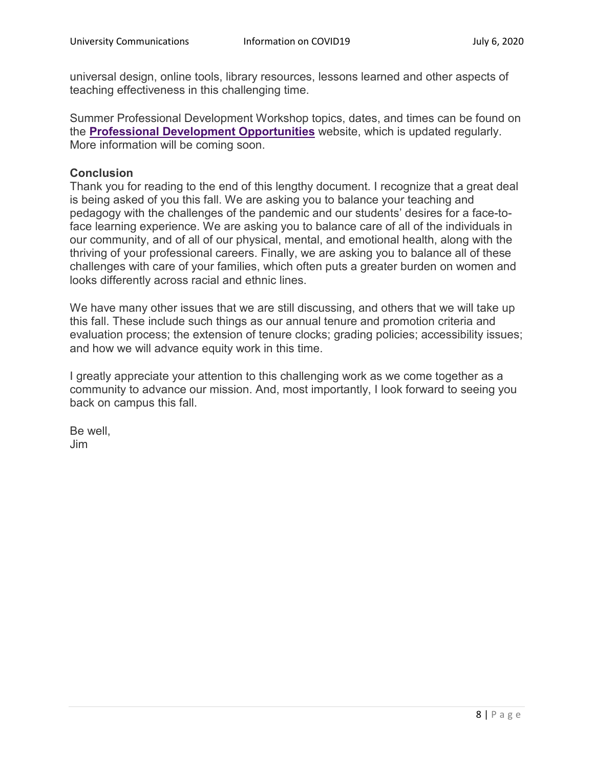universal design, online tools, library resources, lessons learned and other aspects of teaching effectiveness in this challenging time.

Summer Professional Development Workshop topics, dates, and times can be found on the **Professional Development Opportunities** website, which is updated regularly. More information will be coming soon.

**Conclusion**

Thank you for reading to the end of this lengthy document. I recognize that a great deal is being asked of you this fall. We are asking you to balance your teaching and pedagogy with the challenges of the pandemic and our students' desires for a face-to-face learning experience. We are asking you to balance care of all of the individuals in our community, and of all of our physical, mental, and emotional health, along with the thriving of your professional careers. Finally, we are asking you to balance all of these challenges with care of your families, which often puts a greater burden on women and looks differently across racial and ethnic lines.

We have many other issues that we are still discussing, and others that we will take up this fall. These include such things as our annual tenure and promotion criteria and evaluation process; the extension of tenure clocks; grading policies; accessibility issues; and how we will advance equity work in this time.

I greatly appreciate your attention to this challenging work as we come together as a community to advance our mission. And, most importantly, I look forward to seeing you back on campus this fall.

Be well,
Jim